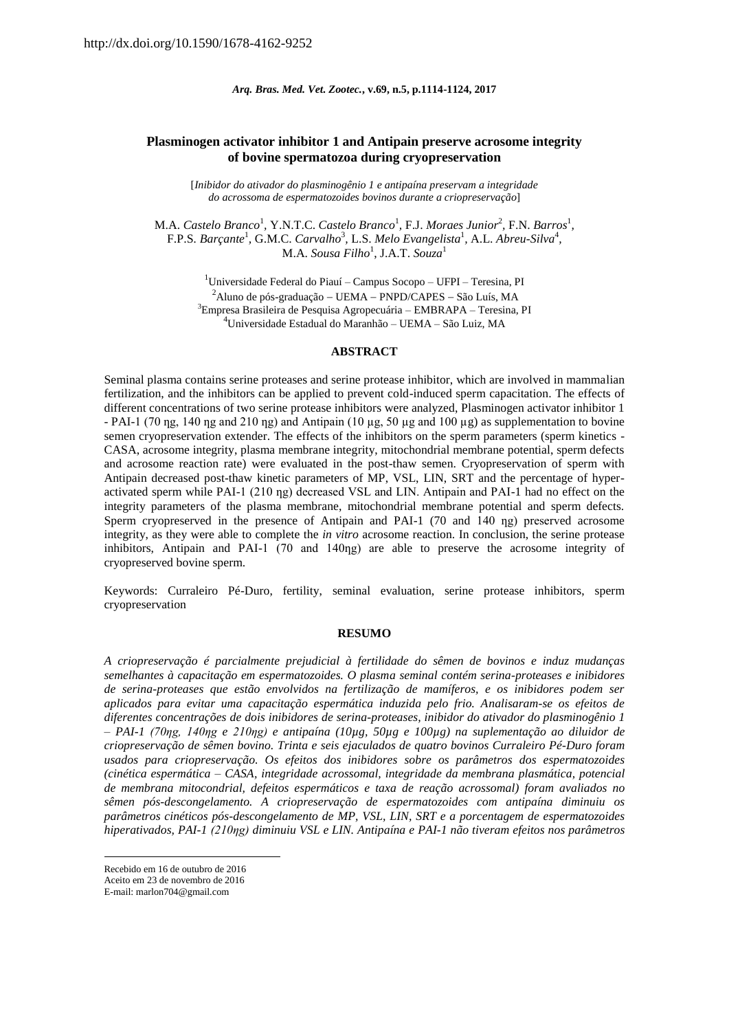http://dx.doi.org/10.1590/1678-4162-9252

*Arq. Bras. Med. Vet. Zootec.*, v.69, n.5, p.1114-1124, 2017

# Plasminogen activator inhibitor 1 and Antipain preserve acrosome integrity of bovine spermatozoa during cryopreservation

[*Inibidor do ativador do plasminogênio 1 e antipaína preservam a integridade do acrossoma de espermatozoides bovinos durante a criopreservação*]

M.A. *Castelo Branco*[1], Y.N.T.C. *Castelo Branco*[1], F.J. *Moraes Junior*[2], F.N. *Barros*[1], F.P.S. *Barçante*[1], G.M.C. *Carvalho*[3], L.S. *Melo Evangelista*[1], A.L. *Abreu-Silva*[4], M.A. *Sousa Filho*[1], J.A.T. *Souza*[1]

[1]Universidade Federal do Piauí – Campus Socopo – UFPI – Teresina, PI
[2]Aluno de pós-graduação – UEMA – PNPD/CAPES – São Luís, MA
[3]Empresa Brasileira de Pesquisa Agropecuária – EMBRAPA – Teresina, PI
[4]Universidade Estadual do Maranhão – UEMA – São Luiz, MA

## ABSTRACT

Seminal plasma contains serine proteases and serine protease inhibitor, which are involved in mammalian fertilization, and the inhibitors can be applied to prevent cold-induced sperm capacitation. The effects of different concentrations of two serine protease inhibitors were analyzed, Plasminogen activator inhibitor 1 - PAI-1 (70 ηg, 140 ηg and 210 ηg) and Antipain (10 µg, 50 µg and 100 µg) as supplementation to bovine semen cryopreservation extender. The effects of the inhibitors on the sperm parameters (sperm kinetics - CASA, acrosome integrity, plasma membrane integrity, mitochondrial membrane potential, sperm defects and acrosome reaction rate) were evaluated in the post-thaw semen. Cryopreservation of sperm with Antipain decreased post-thaw kinetic parameters of MP, VSL, LIN, SRT and the percentage of hyper-activated sperm while PAI-1 (210 ηg) decreased VSL and LIN. Antipain and PAI-1 had no effect on the integrity parameters of the plasma membrane, mitochondrial membrane potential and sperm defects. Sperm cryopreserved in the presence of Antipain and PAI-1 (70 and 140 ηg) preserved acrosome integrity, as they were able to complete the *in vitro* acrosome reaction. In conclusion, the serine protease inhibitors, Antipain and PAI-1 (70 and 140ηg) are able to preserve the acrosome integrity of cryopreserved bovine sperm.

Keywords: Curraleiro Pé-Duro, fertility, seminal evaluation, serine protease inhibitors, sperm cryopreservation

## RESUMO

*A criopreservação é parcialmente prejudicial à fertilidade do sêmen de bovinos e induz mudanças semelhantes à capacitação em espermatozoides. O plasma seminal contém serina-proteases e inibidores de serina-proteases que estão envolvidos na fertilização de mamíferos, e os inibidores podem ser aplicados para evitar uma capacitação espermática induzida pelo frio. Analisaram-se os efeitos de diferentes concentrações de dois inibidores de serina-proteases, inibidor do ativador do plasminogênio 1 – PAI-1 (70ηg, 140ηg e 210ηg) e antipaína (10µg, 50µg e 100µg) na suplementação ao diluidor de criopreservação de sêmen bovino. Trinta e seis ejaculados de quatro bovinos Curraleiro Pé-Duro foram usados para criopreservação. Os efeitos dos inibidores sobre os parâmetros dos espermatozoides (cinética espermática – CASA, integridade acrossomal, integridade da membrana plasmática, potencial de membrana mitocondrial, defeitos espermáticos e taxa de reação acrossomal) foram avaliados no sêmen pós-descongelamento. A criopreservação de espermatozoides com antipaína diminuiu os parâmetros cinéticos pós-descongelamento de MP, VSL, LIN, SRT e a porcentagem de espermatozoides hiperativados, PAI-1 (210ηg) diminuiu VSL e LIN. Antipaína e PAI-1 não tiveram efeitos nos parâmetros*

Recebido em 16 de outubro de 2016
Aceito em 23 de novembro de 2016
E-mail: marlon704@gmail.com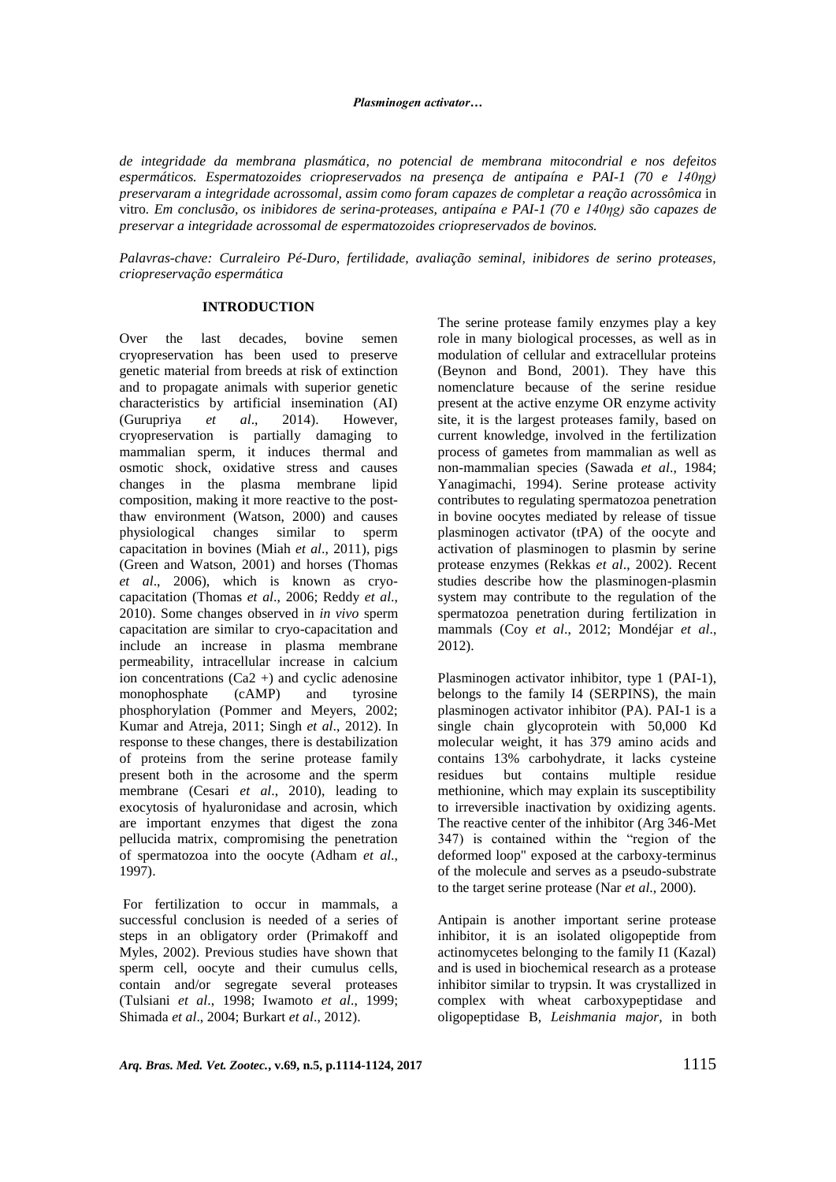*de integridade da membrana plasmática, no potencial de membrana mitocondrial e nos defeitos espermáticos. Espermatozoides criopreservados na presença de antipaína e PAI-1 (70 e 140ηg) preservaram a integridade acrossomal, assim como foram capazes de completar a reação acrossômica* in vitro*. Em conclusão, os inibidores de serina-proteases, antipaína e PAI-1 (70 e 140ηg) são capazes de preservar a integridade acrossomal de espermatozoides criopreservados de bovinos.*

*Palavras-chave: Curraleiro Pé-Duro, fertilidade, avaliação seminal, inibidores de serino proteases, criopreservação espermática*

## INTRODUCTION

Over the last decades, bovine semen cryopreservation has been used to preserve genetic material from breeds at risk of extinction and to propagate animals with superior genetic characteristics by artificial insemination (AI) (Gurupriya *et al*., 2014). However, cryopreservation is partially damaging to mammalian sperm, it induces thermal and osmotic shock, oxidative stress and causes changes in the plasma membrane lipid composition, making it more reactive to the post-thaw environment (Watson, 2000) and causes physiological changes similar to sperm capacitation in bovines (Miah *et al*., 2011), pigs (Green and Watson, 2001) and horses (Thomas *et al*., 2006), which is known as cryo-capacitation (Thomas *et al*., 2006; Reddy *et al*., 2010). Some changes observed in *in vivo* sperm capacitation are similar to cryo-capacitation and include an increase in plasma membrane permeability, intracellular increase in calcium ion concentrations ($Ca2+$) and cyclic adenosine monophosphate (cAMP) and tyrosine phosphorylation (Pommer and Meyers, 2002; Kumar and Atreja, 2011; Singh *et al*., 2012). In response to these changes, there is destabilization of proteins from the serine protease family present both in the acrosome and the sperm membrane (Cesari *et al*., 2010), leading to exocytosis of hyaluronidase and acrosin, which are important enzymes that digest the zona pellucida matrix, compromising the penetration of spermatozoa into the oocyte (Adham *et al*., 1997).

For fertilization to occur in mammals, a successful conclusion is needed of a series of steps in an obligatory order (Primakoff and Myles, 2002). Previous studies have shown that sperm cell, oocyte and their cumulus cells, contain and/or segregate several proteases (Tulsiani *et al*., 1998; Iwamoto *et al*., 1999; Shimada *et al*., 2004; Burkart *et al*., 2012).

The serine protease family enzymes play a key role in many biological processes, as well as in modulation of cellular and extracellular proteins (Beynon and Bond, 2001). They have this nomenclature because of the serine residue present at the active enzyme OR enzyme activity site, it is the largest proteases family, based on current knowledge, involved in the fertilization process of gametes from mammalian as well as non-mammalian species (Sawada *et al*., 1984; Yanagimachi, 1994). Serine protease activity contributes to regulating spermatozoa penetration in bovine oocytes mediated by release of tissue plasminogen activator (tPA) of the oocyte and activation of plasminogen to plasmin by serine protease enzymes (Rekkas *et al*., 2002). Recent studies describe how the plasminogen-plasmin system may contribute to the regulation of the spermatozoa penetration during fertilization in mammals (Coy *et al*., 2012; Mondéjar *et al*., 2012).

Plasminogen activator inhibitor, type 1 (PAI-1), belongs to the family I4 (SERPINS), the main plasminogen activator inhibitor (PA). PAI-1 is a single chain glycoprotein with 50,000 Kd molecular weight, it has 379 amino acids and contains 13% carbohydrate, it lacks cysteine residues but contains multiple residue methionine, which may explain its susceptibility to irreversible inactivation by oxidizing agents. The reactive center of the inhibitor (Arg 346-Met 347) is contained within the "region of the deformed loop" exposed at the carboxy-terminus of the molecule and serves as a pseudo-substrate to the target serine protease (Nar *et al*., 2000).

Antipain is another important serine protease inhibitor, it is an isolated oligopeptide from actinomycetes belonging to the family I1 (Kazal) and is used in biochemical research as a protease inhibitor similar to trypsin. It was crystallized in complex with wheat carboxypeptidase and oligopeptidase B, *Leishmania major*, in both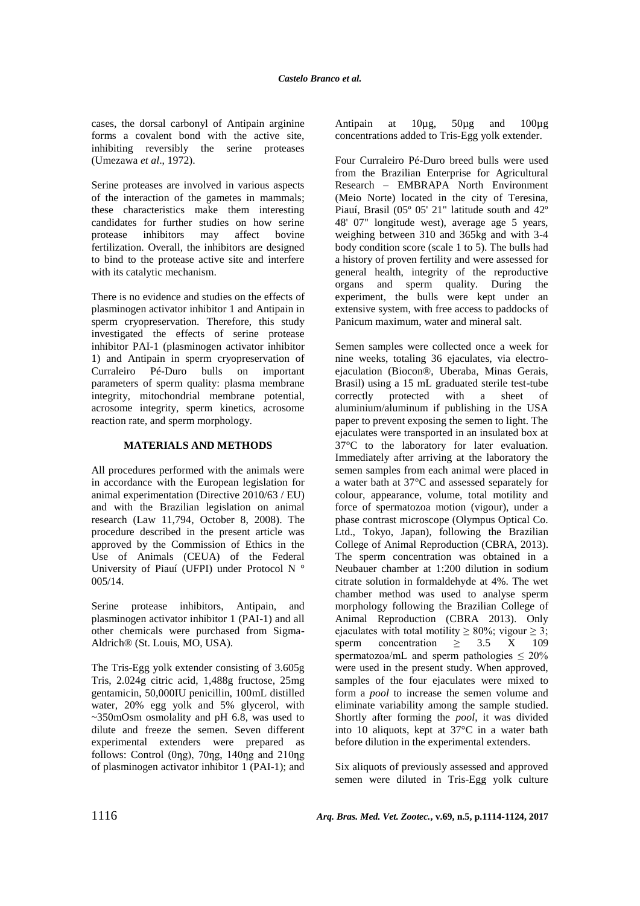cases, the dorsal carbonyl of Antipain arginine forms a covalent bond with the active site, inhibiting reversibly the serine proteases (Umezawa *et al*., 1972).

Serine proteases are involved in various aspects of the interaction of the gametes in mammals; these characteristics make them interesting candidates for further studies on how serine protease inhibitors may affect bovine fertilization. Overall, the inhibitors are designed to bind to the protease active site and interfere with its catalytic mechanism.

There is no evidence and studies on the effects of plasminogen activator inhibitor 1 and Antipain in sperm cryopreservation. Therefore, this study investigated the effects of serine protease inhibitor PAI-1 (plasminogen activator inhibitor 1) and Antipain in sperm cryopreservation of Curraleiro Pé-Duro bulls on important parameters of sperm quality: plasma membrane integrity, mitochondrial membrane potential, acrosome integrity, sperm kinetics, acrosome reaction rate, and sperm morphology.

## MATERIALS AND METHODS

All procedures performed with the animals were in accordance with the European legislation for animal experimentation (Directive 2010/63 / EU) and with the Brazilian legislation on animal research (Law 11,794, October 8, 2008). The procedure described in the present article was approved by the Commission of Ethics in the Use of Animals (CEUA) of the Federal University of Piauí (UFPI) under Protocol N ° 005/14.

Serine protease inhibitors, Antipain, and plasminogen activator inhibitor 1 (PAI-1) and all other chemicals were purchased from Sigma-Aldrich® (St. Louis, MO, USA).

The Tris-Egg yolk extender consisting of 3.605g Tris, 2.024g citric acid, 1,488g fructose, 25mg gentamicin, 50,000IU penicillin, 100mL distilled water, 20% egg yolk and 5% glycerol, with ~350mOsm osmolality and pH 6.8, was used to dilute and freeze the semen. Seven different experimental extenders were prepared as follows: Control (0ηg), 70ηg, 140ηg and 210ηg of plasminogen activator inhibitor 1 (PAI-1); and Antipain at 10µg, 50µg and 100µg concentrations added to Tris-Egg yolk extender.

Four Curraleiro Pé-Duro breed bulls were used from the Brazilian Enterprise for Agricultural Research – EMBRAPA North Environment (Meio Norte) located in the city of Teresina, Piauí, Brasil (05º 05' 21" latitude south and 42º 48' 07" longitude west), average age 5 years, weighing between 310 and 365kg and with 3-4 body condition score (scale 1 to 5). The bulls had a history of proven fertility and were assessed for general health, integrity of the reproductive organs and sperm quality. During the experiment, the bulls were kept under an extensive system, with free access to paddocks of Panicum maximum, water and mineral salt.

Semen samples were collected once a week for nine weeks, totaling 36 ejaculates, via electro-ejaculation (Biocon®, Uberaba, Minas Gerais, Brasil) using a 15 mL graduated sterile test-tube correctly protected with a sheet of aluminium/aluminum if publishing in the USA paper to prevent exposing the semen to light. The ejaculates were transported in an insulated box at 37°C to the laboratory for later evaluation. Immediately after arriving at the laboratory the semen samples from each animal were placed in a water bath at 37°C and assessed separately for colour, appearance, volume, total motility and force of spermatozoa motion (vigour), under a phase contrast microscope (Olympus Optical Co. Ltd., Tokyo, Japan), following the Brazilian College of Animal Reproduction (CBRA, 2013). The sperm concentration was obtained in a Neubauer chamber at 1:200 dilution in sodium citrate solution in formaldehyde at 4%. The wet chamber method was used to analyse sperm morphology following the Brazilian College of Animal Reproduction (CBRA 2013). Only ejaculates with total motility ≥ 80%; vigour ≥ 3; sperm concentration ≥ 3.5 X 109 spermatozoa/mL and sperm pathologies ≤ 20% were used in the present study. When approved, samples of the four ejaculates were mixed to form a *pool* to increase the semen volume and eliminate variability among the sample studied. Shortly after forming the *pool*, it was divided into 10 aliquots, kept at 37°C in a water bath before dilution in the experimental extenders.

Six aliquots of previously assessed and approved semen were diluted in Tris-Egg yolk culture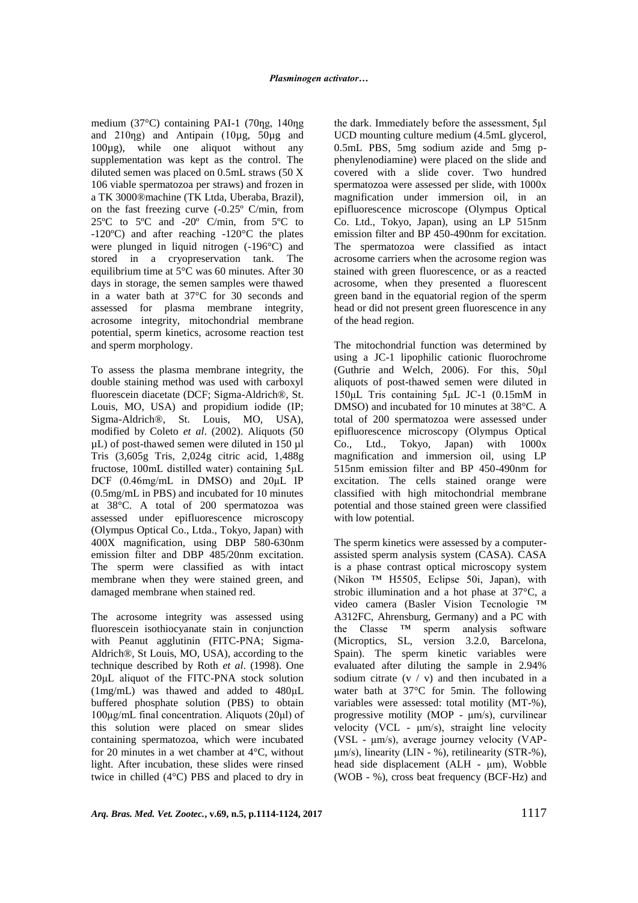medium (37°C) containing PAI-1 (70ηg, 140ηg and 210ηg) and Antipain (10µg, 50µg and 100µg), while one aliquot without any supplementation was kept as the control. The diluted semen was placed on 0.5mL straws (50 X 106 viable spermatozoa per straws) and frozen in a TK 3000®machine (TK Ltda, Uberaba, Brazil), on the fast freezing curve (-0.25º C/min, from 25ºC to 5ºC and -20º C/min, from 5ºC to -120ºC) and after reaching -120°C the plates were plunged in liquid nitrogen (-196°C) and stored in a cryopreservation tank. The equilibrium time at 5°C was 60 minutes. After 30 days in storage, the semen samples were thawed in a water bath at 37°C for 30 seconds and assessed for plasma membrane integrity, acrosome integrity, mitochondrial membrane potential, sperm kinetics, acrosome reaction test and sperm morphology.

To assess the plasma membrane integrity, the double staining method was used with carboxyl fluorescein diacetate (DCF; Sigma-Aldrich®, St. Louis, MO, USA) and propidium iodide (IP; Sigma-Aldrich®, St. Louis, MO, USA), modified by Coleto *et al*. (2002). Aliquots (50 µL) of post-thawed semen were diluted in 150 µl Tris (3,605g Tris, 2,024g citric acid, 1,488g fructose, 100mL distilled water) containing 5µL DCF (0.46mg/mL in DMSO) and 20µL IP (0.5mg/mL in PBS) and incubated for 10 minutes at 38°C. A total of 200 spermatozoa was assessed under epifluorescence microscopy (Olympus Optical Co., Ltda., Tokyo, Japan) with 400X magnification, using DBP 580-630nm emission filter and DBP 485/20nm excitation. The sperm were classified as with intact membrane when they were stained green, and damaged membrane when stained red.

The acrosome integrity was assessed using fluorescein isothiocyanate stain in conjunction with Peanut agglutinin (FITC-PNA; Sigma-Aldrich®, St Louis, MO, USA), according to the technique described by Roth *et al*. (1998). One 20µL aliquot of the FITC-PNA stock solution (1mg/mL) was thawed and added to 480µL buffered phosphate solution (PBS) to obtain 100µg/mL final concentration. Aliquots (20µl) of this solution were placed on smear slides containing spermatozoa, which were incubated for 20 minutes in a wet chamber at 4°C, without light. After incubation, these slides were rinsed twice in chilled (4°C) PBS and placed to dry in the dark. Immediately before the assessment, 5µl UCD mounting culture medium (4.5mL glycerol, 0.5mL PBS, 5mg sodium azide and 5mg p-phenylenodiamine) were placed on the slide and covered with a slide cover. Two hundred spermatozoa were assessed per slide, with 1000x magnification under immersion oil, in an epifluorescence microscope (Olympus Optical Co. Ltd., Tokyo, Japan), using an LP 515nm emission filter and BP 450-490nm for excitation. The spermatozoa were classified as intact acrosome carriers when the acrosome region was stained with green fluorescence, or as a reacted acrosome, when they presented a fluorescent green band in the equatorial region of the sperm head or did not present green fluorescence in any of the head region.

The mitochondrial function was determined by using a JC-1 lipophilic cationic fluorochrome (Guthrie and Welch, 2006). For this, 50µl aliquots of post-thawed semen were diluted in 150µL Tris containing 5µL JC-1 (0.15mM in DMSO) and incubated for 10 minutes at 38°C. A total of 200 spermatozoa were assessed under epifluorescence microscopy (Olympus Optical Co., Ltd., Tokyo, Japan) with 1000x magnification and immersion oil, using LP 515nm emission filter and BP 450-490nm for excitation. The cells stained orange were classified with high mitochondrial membrane potential and those stained green were classified with low potential.

The sperm kinetics were assessed by a computer-assisted sperm analysis system (CASA). CASA is a phase contrast optical microscopy system (Nikon ™ H5505, Eclipse 50i, Japan), with strobic illumination and a hot phase at 37°C, a video camera (Basler Vision Tecnologie ™ A312FC, Ahrensburg, Germany) and a PC with the Classe ™ sperm analysis software (Microptics, SL, version 3.2.0, Barcelona, Spain). The sperm kinetic variables were evaluated after diluting the sample in 2.94% sodium citrate (v / v) and then incubated in a water bath at 37°C for 5min. The following variables were assessed: total motility (MT-%), progressive motility (MOP - µm/s), curvilinear velocity (VCL - µm/s), straight line velocity (VSL - µm/s), average journey velocity (VAP- µm/s), linearity (LIN - %), retilinearity (STR-%), head side displacement (ALH - µm), Wobble (WOB - %), cross beat frequency (BCF-Hz) and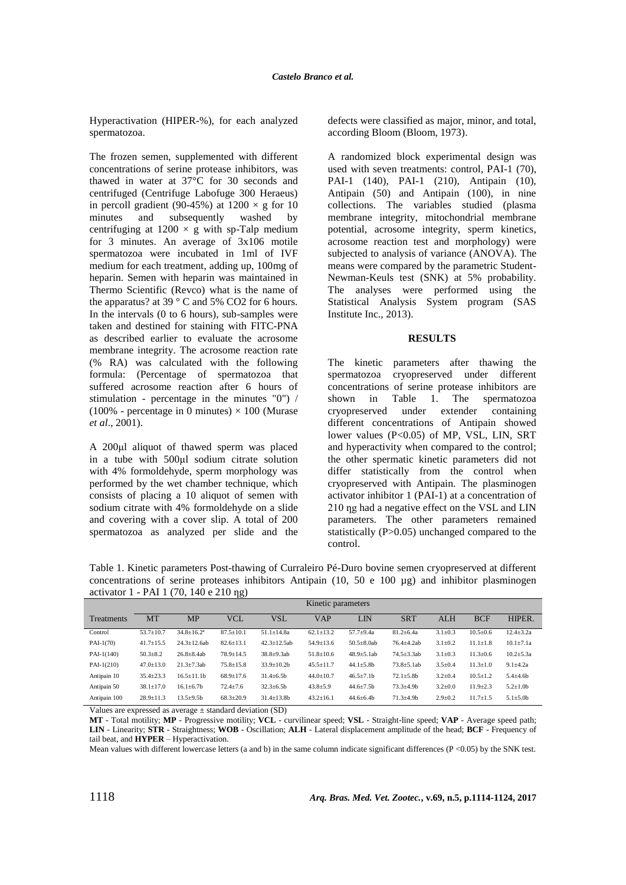Hyperactivation (HIPER-%), for each analyzed spermatozoa.

The frozen semen, supplemented with different concentrations of serine protease inhibitors, was thawed in water at 37°C for 30 seconds and centrifuged (Centrifuge Labofuge 300 Heraeus) in percoll gradient (90-45%) at 1200 × g for 10 minutes and subsequently washed by centrifuging at 1200 × g with sp-Talp medium for 3 minutes. An average of 3x106 motile spermatozoa were incubated in 1ml of IVF medium for each treatment, adding up, 100mg of heparin. Semen with heparin was maintained in Thermo Scientific (Revco) what is the name of the apparatus? at 39 ° C and 5% CO2 for 6 hours. In the intervals (0 to 6 hours), sub-samples were taken and destined for staining with FITC-PNA as described earlier to evaluate the acrosome membrane integrity. The acrosome reaction rate (% RA) was calculated with the following formula: (Percentage of spermatozoa that suffered acrosome reaction after 6 hours of stimulation - percentage in the minutes "0") / (100% - percentage in 0 minutes) × 100 (Murase *et al*., 2001).

A 200μl aliquot of thawed sperm was placed in a tube with 500μl sodium citrate solution with 4% formoldehyde, sperm morphology was performed by the wet chamber technique, which consists of placing a 10 aliquot of semen with sodium citrate with 4% formoldehyde on a slide and covering with a cover slip. A total of 200 spermatozoa as analyzed per slide and the defects were classified as major, minor, and total, according Bloom (Bloom, 1973).

A randomized block experimental design was used with seven treatments: control, PAI-1 (70), PAI-1 (140), PAI-1 (210), Antipain (10), Antipain (50) and Antipain (100), in nine collections. The variables studied (plasma membrane integrity, mitochondrial membrane potential, acrosome integrity, sperm kinetics, acrosome reaction test and morphology) were subjected to analysis of variance (ANOVA). The means were compared by the parametric Student-Newman-Keuls test (SNK) at 5% probability. The analyses were performed using the Statistical Analysis System program (SAS Institute Inc., 2013).

## RESULTS

The kinetic parameters after thawing the spermatozoa cryopreserved under different concentrations of serine protease inhibitors are shown in Table 1. The spermatozoa cryopreserved under extender containing different concentrations of Antipain showed lower values ($P<0.05$) of MP, VSL, LIN, SRT and hyperactivity when compared to the control; the other spermatic kinetic parameters did not differ statistically from the control when cryopreserved with Antipain. The plasminogen activator inhibitor 1 (PAI-1) at a concentration of 210 ηg had a negative effect on the VSL and LIN parameters. The other parameters remained statistically ($P>0.05$) unchanged compared to the control.

Table 1. Kinetic parameters Post-thawing of Curraleiro Pé-Duro bovine semen cryopreserved at different concentrations of serine proteases inhibitors Antipain (10, 50 e 100 µg) and inhibitor plasminogen activator 1 - PAI 1 (70, 140 e 210 ηg)

| | Kinetic parameters | | | | | | | | | |
|---|---|---|---|---|---|---|---|---|---|---|
| Treatments | MT | MP | VCL | VSL | VAP | LIN | SRT | ALH | BCF | HIPER. |
| Control | 53.7±10.7 | 34.8±16.2[a] | 87.5±10.1 | 51.1±14.8a | 62.1±13.2 | 57.7±9.4a | 81.2±6.4a | 3.1±0.3 | 10.5±0.6 | 12.4±3.2a |
| PAI-1(70) | 41.7±15.5 | 24.3±12.6ab | 82.6±13.1 | 42.3±12.5ab | 54.9±13.6 | 50.5±8.0ab | 76.4±4.2ab | 3.1±0.2 | 11.1±1.8 | 10.1±7.1a |
| PAI-1(140) | 50.3±8.2 | 26.8±8.4ab | 78.9±14.5 | 38.8±9.3ab | 51.8±10.6 | 48.9±5.1ab | 74.5±3.3ab | 3.1±0.3 | 11.3±0.6 | 10.2±5.3a |
| PAI-1(210) | 47.0±13.0 | 21.3±7.3ab | 75.8±15.8 | 33.9±10.2b | 45.5±11.7 | 44.1±5.8b | 73.8±5.1ab | 3.5±0.4 | 11.3±1.0 | 9.1±4.2a |
| Antipain 10 | 35.4±23.3 | 16.5±11.1b | 68.9±17.6 | 31.4±6.5b | 44.0±10.7 | 46.5±7.1b | 72.1±5.8b | 3.2±0.4 | 10.5±1.2 | 5.4±4.6b |
| Antipain 50 | 38.1±17.0 | 16.1±6.7b | 72.4±7.6 | 32.3±6.5b | 43.8±5.9 | 44.6±7.5b | 73.3±4.9b | 3.2±0.0 | 11.9±2.3 | 5.2±1.0b |
| Antipain 100 | 28.9±11.3 | 13.5±9.5b | 68.3±20.9 | 31.4±13.8b | 43.2±16.1 | 44.6±6.4b | 71.3±4.9b | 2.9±0.2 | 11.7±1.5 | 5.1±5.0b |

Values are expressed as average ± standard deviation (SD)

**MT** - Total motility; **MP** - Progressive motility; **VCL** - curvilinear speed; **VSL** - Straight-line speed; **VAP** - Average speed path; **LIN** - Linearity; **STR** - Straightness; **WOB** - Oscillation; **ALH** - Lateral displacement amplitude of the head; **BCF** - Frequency of tail beat, and **HYPER** – Hyperactivation.

Mean values with different lowercase letters (a and b) in the same column indicate significant differences ($P<0.05$) by the SNK test.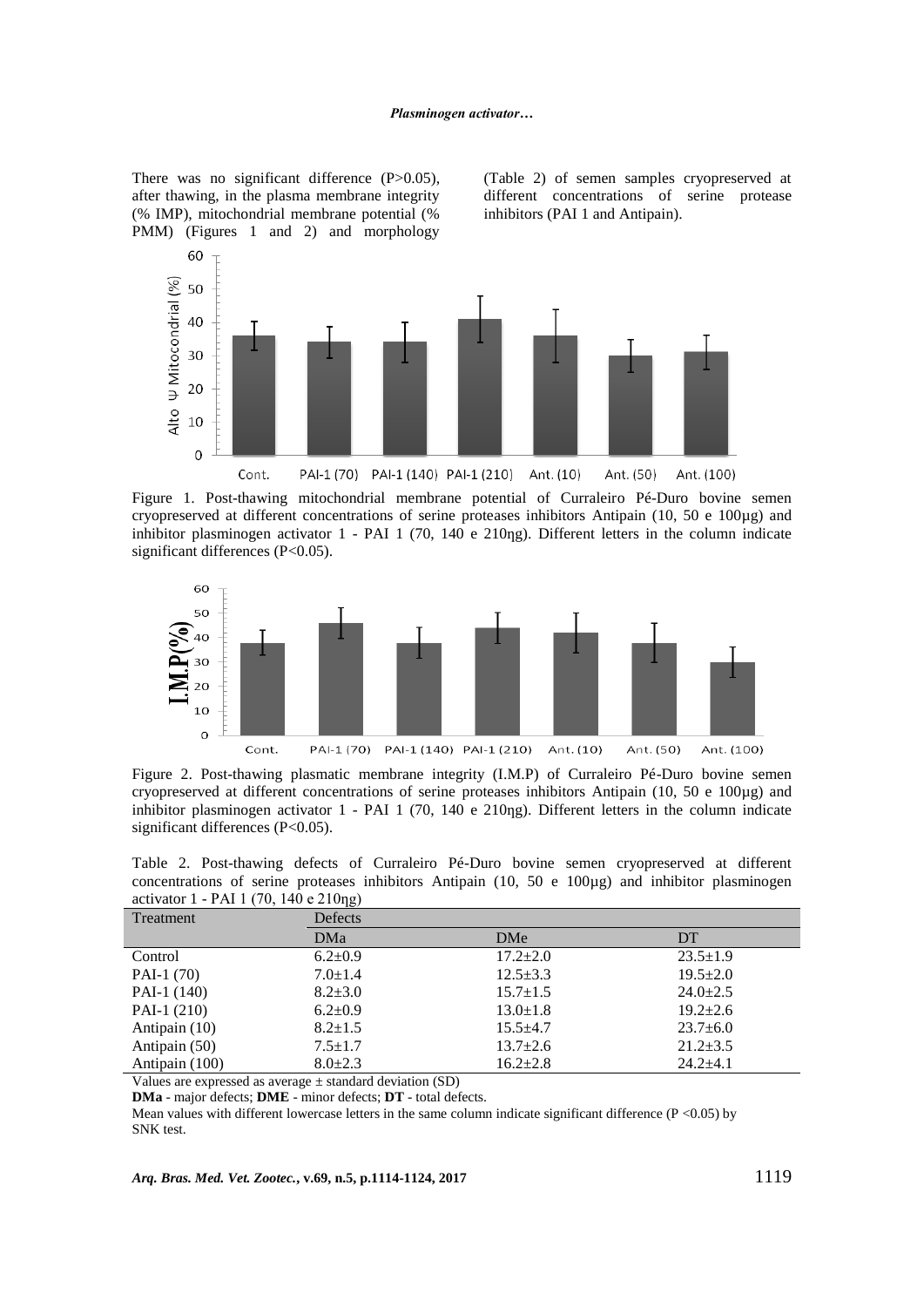There was no significant difference (P>0.05), after thawing, in the plasma membrane integrity (% IMP), mitochondrial membrane potential (% PMM) (Figures 1 and 2) and morphology (Table 2) of semen samples cryopreserved at different concentrations of serine protease inhibitors (PAI 1 and Antipain).

Figure 1. Post-thawing mitochondrial membrane potential of Curraleiro Pé-Duro bovine semen cryopreserved at different concentrations of serine proteases inhibitors Antipain (10, 50 e 100µg) and inhibitor plasminogen activator 1 - PAI 1 (70, 140 e 210ηg). Different letters in the column indicate significant differences (P<0.05).

Figure 2. Post-thawing plasmatic membrane integrity (I.M.P) of Curraleiro Pé-Duro bovine semen cryopreserved at different concentrations of serine proteases inhibitors Antipain (10, 50 e 100µg) and inhibitor plasminogen activator 1 - PAI 1 (70, 140 e 210ηg). Different letters in the column indicate significant differences (P<0.05).

Table 2. Post-thawing defects of Curraleiro Pé-Duro bovine semen cryopreserved at different concentrations of serine proteases inhibitors Antipain (10, 50 e 100µg) and inhibitor plasminogen activator 1 - PAI 1 (70, 140 e 210ηg)

| Treatment | Defects | | |
|---|---|---|---|
| | DMa | DMe | DT |
| Control | 6.2±0.9 | 17.2±2.0 | 23.5±1.9 |
| PAI-1 (70) | 7.0±1.4 | 12.5±3.3 | 19.5±2.0 |
| PAI-1 (140) | 8.2±3.0 | 15.7±1.5 | 24.0±2.5 |
| PAI-1 (210) | 6.2±0.9 | 13.0±1.8 | 19.2±2.6 |
| Antipain (10) | 8.2±1.5 | 15.5±4.7 | 23.7±6.0 |
| Antipain (50) | 7.5±1.7 | 13.7±2.6 | 21.2±3.5 |
| Antipain (100) | 8.0±2.3 | 16.2±2.8 | 24.2±4.1 |

Values are expressed as average ± standard deviation (SD)

**DMa** - major defects; **DME** - minor defects; **DT** - total defects.

Mean values with different lowercase letters in the same column indicate significant difference (P <0.05) by SNK test.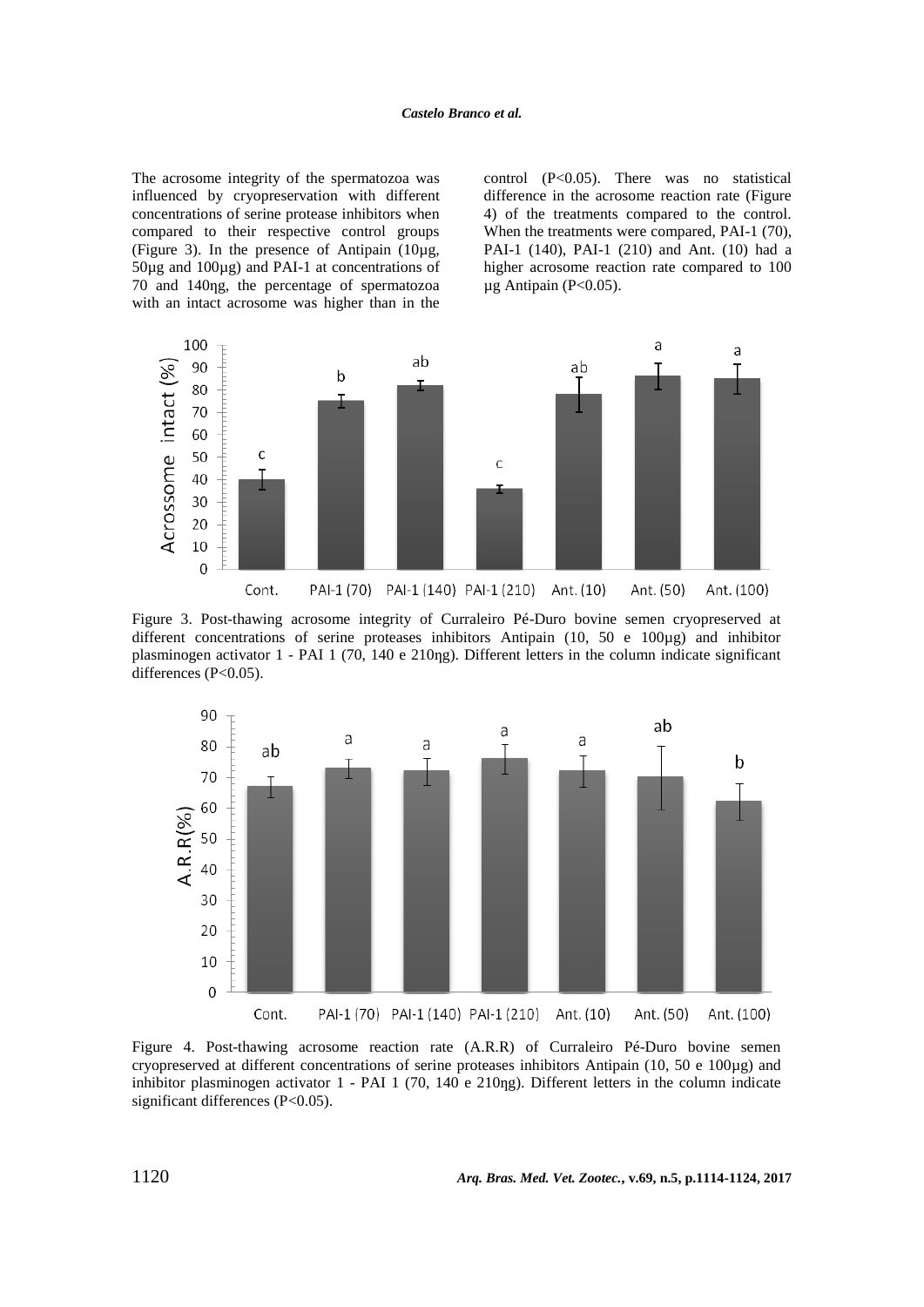The acrosome integrity of the spermatozoa was influenced by cryopreservation with different concentrations of serine protease inhibitors when compared to their respective control groups (Figure 3). In the presence of Antipain (10µg, 50µg and 100µg) and PAI-1 at concentrations of 70 and 140ηg, the percentage of spermatozoa with an intact acrosome was higher than in the control ($P<0.05$). There was no statistical difference in the acrosome reaction rate (Figure 4) of the treatments compared to the control. When the treatments were compared, PAI-1 (70), PAI-1 (140), PAI-1 (210) and Ant. (10) had a higher acrosome reaction rate compared to 100 µg Antipain ($P<0.05$).

Figure 3. Post-thawing acrosome integrity of Curraleiro Pé-Duro bovine semen cryopreserved at different concentrations of serine proteases inhibitors Antipain (10, 50 e 100µg) and inhibitor plasminogen activator 1 - PAI 1 (70, 140 e 210ηg). Different letters in the column indicate significant differences ($P<0.05$).

Figure 4. Post-thawing acrosome reaction rate (A.R.R) of Curraleiro Pé-Duro bovine semen cryopreserved at different concentrations of serine proteases inhibitors Antipain (10, 50 e 100µg) and inhibitor plasminogen activator 1 - PAI 1 (70, 140 e 210ηg). Different letters in the column indicate significant differences ($P<0.05$).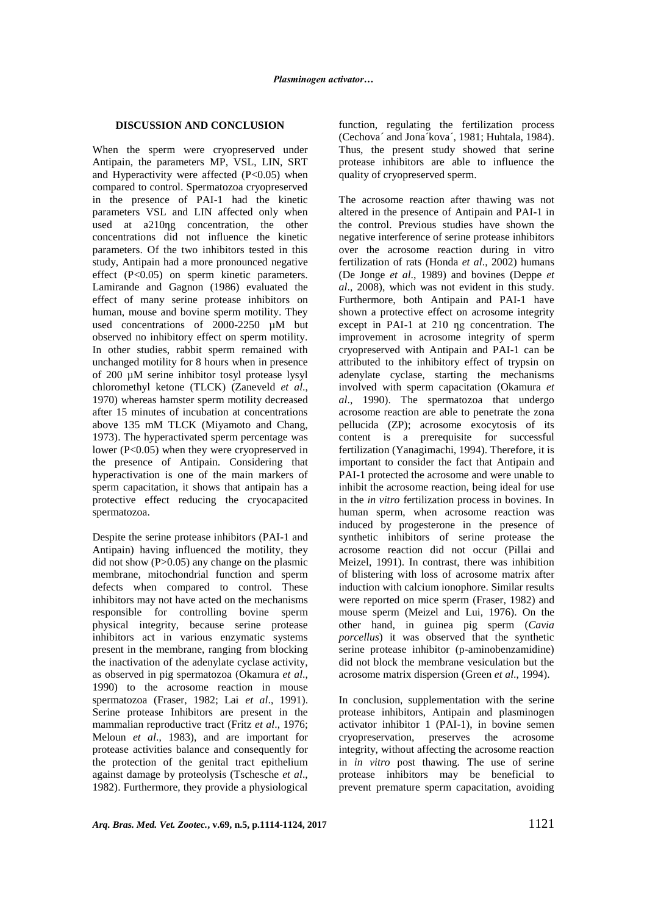## DISCUSSION AND CONCLUSION

When the sperm were cryopreserved under Antipain, the parameters MP, VSL, LIN, SRT and Hyperactivity were affected ($P<0.05$) when compared to control. Spermatozoa cryopreserved in the presence of PAI-1 had the kinetic parameters VSL and LIN affected only when used at a210ηg concentration, the other concentrations did not influence the kinetic parameters. Of the two inhibitors tested in this study, Antipain had a more pronounced negative effect ($P<0.05$) on sperm kinetic parameters. Lamirande and Gagnon (1986) evaluated the effect of many serine protease inhibitors on human, mouse and bovine sperm motility. They used concentrations of 2000-2250 µM but observed no inhibitory effect on sperm motility. In other studies, rabbit sperm remained with unchanged motility for 8 hours when in presence of 200 µM serine inhibitor tosyl protease lysyl chloromethyl ketone (TLCK) (Zaneveld *et al*., 1970) whereas hamster sperm motility decreased after 15 minutes of incubation at concentrations above 135 mM TLCK (Miyamoto and Chang, 1973). The hyperactivated sperm percentage was lower ($P<0.05$) when they were cryopreserved in the presence of Antipain. Considering that hyperactivation is one of the main markers of sperm capacitation, it shows that antipain has a protective effect reducing the cryocapacited spermatozoa.

Despite the serine protease inhibitors (PAI-1 and Antipain) having influenced the motility, they did not show ($P>0.05$) any change on the plasmic membrane, mitochondrial function and sperm defects when compared to control. These inhibitors may not have acted on the mechanisms responsible for controlling bovine sperm physical integrity, because serine protease inhibitors act in various enzymatic systems present in the membrane, ranging from blocking the inactivation of the adenylate cyclase activity, as observed in pig spermatozoa (Okamura *et al*., 1990) to the acrosome reaction in mouse spermatozoa (Fraser, 1982; Lai *et al*., 1991). Serine protease Inhibitors are present in the mammalian reproductive tract (Fritz *et al*., 1976; Meloun *et al*., 1983), and are important for protease activities balance and consequently for the protection of the genital tract epithelium against damage by proteolysis (Tschesche *et al*., 1982). Furthermore, they provide a physiological function, regulating the fertilization process (Cechova´ and Jona´kova´, 1981; Huhtala, 1984). Thus, the present study showed that serine protease inhibitors are able to influence the quality of cryopreserved sperm.

The acrosome reaction after thawing was not altered in the presence of Antipain and PAI-1 in the control. Previous studies have shown the negative interference of serine protease inhibitors over the acrosome reaction during in vitro fertilization of rats (Honda *et al*., 2002) humans (De Jonge *et al*., 1989) and bovines (Deppe *et al*., 2008), which was not evident in this study. Furthermore, both Antipain and PAI-1 have shown a protective effect on acrosome integrity except in PAI-1 at 210 ηg concentration. The improvement in acrosome integrity of sperm cryopreserved with Antipain and PAI-1 can be attributed to the inhibitory effect of trypsin on adenylate cyclase, starting the mechanisms involved with sperm capacitation (Okamura *et al*., 1990). The spermatozoa that undergo acrosome reaction are able to penetrate the zona pellucida (ZP); acrosome exocytosis of its content is a prerequisite for successful fertilization (Yanagimachi, 1994). Therefore, it is important to consider the fact that Antipain and PAI-1 protected the acrosome and were unable to inhibit the acrosome reaction, being ideal for use in the *in vitro* fertilization process in bovines. In human sperm, when acrosome reaction was induced by progesterone in the presence of synthetic inhibitors of serine protease the acrosome reaction did not occur (Pillai and Meizel, 1991). In contrast, there was inhibition of blistering with loss of acrosome matrix after induction with calcium ionophore. Similar results were reported on mice sperm (Fraser, 1982) and mouse sperm (Meizel and Lui, 1976). On the other hand, in guinea pig sperm (*Cavia porcellus*) it was observed that the synthetic serine protease inhibitor (p-aminobenzamidine) did not block the membrane vesiculation but the acrosome matrix dispersion (Green *et al*., 1994).

In conclusion, supplementation with the serine protease inhibitors, Antipain and plasminogen activator inhibitor 1 (PAI-1), in bovine semen cryopreservation, preserves the acrosome integrity, without affecting the acrosome reaction in *in vitro* post thawing. The use of serine protease inhibitors may be beneficial to prevent premature sperm capacitation, avoiding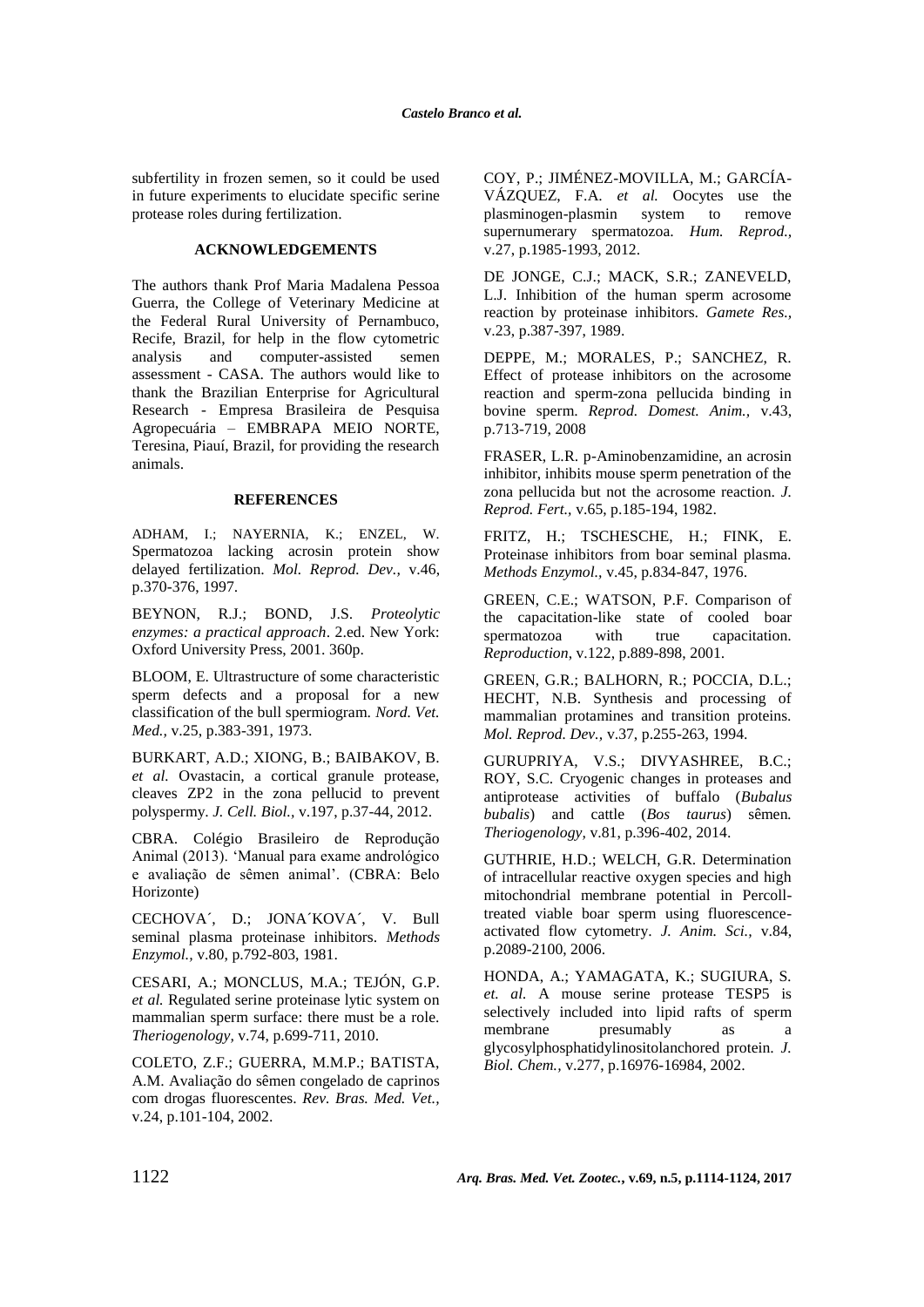subfertility in frozen semen, so it could be used in future experiments to elucidate specific serine protease roles during fertilization.

## ACKNOWLEDGEMENTS

The authors thank Prof Maria Madalena Pessoa Guerra, the College of Veterinary Medicine at the Federal Rural University of Pernambuco, Recife, Brazil, for help in the flow cytometric analysis and computer-assisted semen assessment - CASA. The authors would like to thank the Brazilian Enterprise for Agricultural Research - Empresa Brasileira de Pesquisa Agropecuária – EMBRAPA MEIO NORTE, Teresina, Piauí, Brazil, for providing the research animals.

## REFERENCES

ADHAM, I.; NAYERNIA, K.; ENZEL, W. Spermatozoa lacking acrosin protein show delayed fertilization. *Mol. Reprod. Dev.,* v.46, p.370-376, 1997.

BEYNON, R.J.; BOND, J.S. *Proteolytic enzymes: a practical approach*. 2.ed. New York: Oxford University Press, 2001. 360p.

BLOOM, E. Ultrastructure of some characteristic sperm defects and a proposal for a new classification of the bull spermiogram. *Nord. Vet. Med.,* v.25, p.383-391, 1973.

BURKART, A.D.; XIONG, B.; BAIBAKOV, B. *et al.* Ovastacin, a cortical granule protease, cleaves ZP2 in the zona pellucid to prevent polyspermy. *J. Cell. Biol.*, v.197, p.37-44, 2012.

CBRA. Colégio Brasileiro de Reprodução Animal (2013). 'Manual para exame andrológico e avaliação de sêmen animal'. (CBRA: Belo Horizonte)

CECHOVA´, D.; JONA´KOVA´, V. Bull seminal plasma proteinase inhibitors. *Methods Enzymol.,* v.80, p.792-803, 1981.

CESARI, A.; MONCLUS, M.A.; TEJÓN, G.P. *et al.* Regulated serine proteinase lytic system on mammalian sperm surface: there must be a role. *Theriogenology,* v.74, p.699-711, 2010.

COLETO, Z.F.; GUERRA, M.M.P.; BATISTA, A.M. Avaliação do sêmen congelado de caprinos com drogas fluorescentes. *Rev. Bras. Med. Vet.,* v.24, p.101-104, 2002.

COY, P.; JIMÉNEZ-MOVILLA, M.; GARCÍA-VÁZQUEZ, F.A. *et al.* Oocytes use the plasminogen-plasmin system to remove supernumerary spermatozoa. *Hum. Reprod.,* v.27, p.1985-1993, 2012.

DE JONGE, C.J.; MACK, S.R.; ZANEVELD, L.J. Inhibition of the human sperm acrosome reaction by proteinase inhibitors. *Gamete Res.,* v.23, p.387-397, 1989.

DEPPE, M.; MORALES, P.; SANCHEZ, R. Effect of protease inhibitors on the acrosome reaction and sperm-zona pellucida binding in bovine sperm. *Reprod. Domest. Anim.,* v.43, p.713-719, 2008

FRASER, L.R. p-Aminobenzamidine, an acrosin inhibitor, inhibits mouse sperm penetration of the zona pellucida but not the acrosome reaction. *J. Reprod. Fert.,* v.65, p.185-194, 1982.

FRITZ, H.; TSCHESCHE, H.; FINK, E. Proteinase inhibitors from boar seminal plasma. *Methods Enzymol.,* v.45, p.834-847, 1976.

GREEN, C.E.; WATSON, P.F. Comparison of the capacitation-like state of cooled boar spermatozoa with true capacitation. *Reproduction*, v.122, p.889-898, 2001.

GREEN, G.R.; BALHORN, R.; POCCIA, D.L.; HECHT, N.B. Synthesis and processing of mammalian protamines and transition proteins. *Mol. Reprod. Dev.,* v.37, p.255-263, 1994.

GURUPRIYA, V.S.; DIVYASHREE, B.C.; ROY, S.C. Cryogenic changes in proteases and antiprotease activities of buffalo (*Bubalus bubalis*) and cattle (*Bos taurus*) sêmen. *Theriogenology,* v.81, p.396-402, 2014.

GUTHRIE, H.D.; WELCH, G.R. Determination of intracellular reactive oxygen species and high mitochondrial membrane potential in Percoll-treated viable boar sperm using fluorescence-activated flow cytometry. *J. Anim. Sci.,* v.84, p.2089-2100, 2006.

HONDA, A.; YAMAGATA, K.; SUGIURA, S. *et. al.* A mouse serine protease TESP5 is selectively included into lipid rafts of sperm membrane presumably as a glycosylphosphatidylinositolanchored protein. *J. Biol. Chem.,* v.277, p.16976-16984, 2002.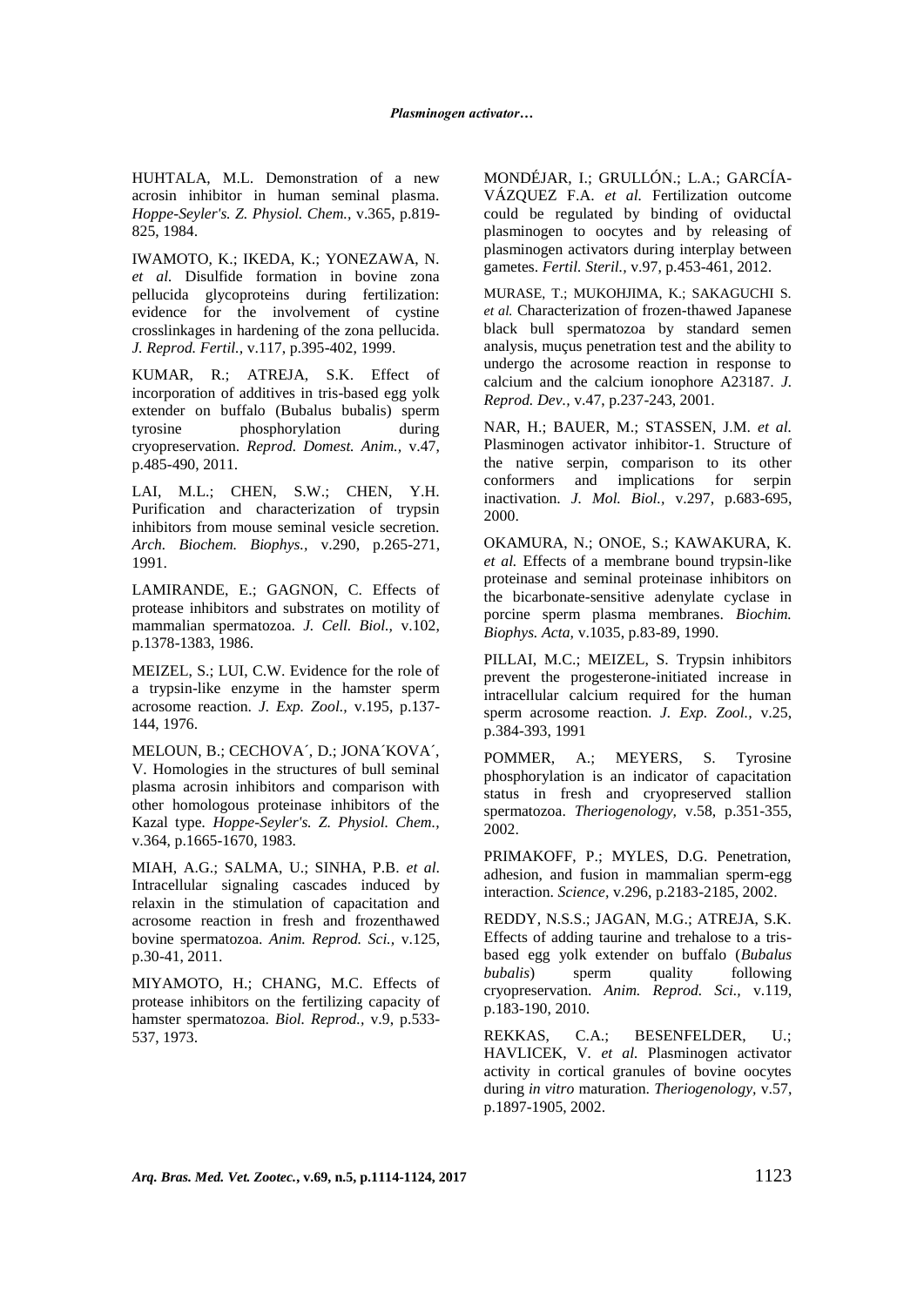HUHTALA, M.L. Demonstration of a new acrosin inhibitor in human seminal plasma. *Hoppe-Seyler's. Z. Physiol. Chem.,* v.365, p.819-825, 1984.

IWAMOTO, K.; IKEDA, K.; YONEZAWA, N. *et al.* Disulfide formation in bovine zona pellucida glycoproteins during fertilization: evidence for the involvement of cystine crosslinkages in hardening of the zona pellucida. *J. Reprod. Fertil.,* v.117, p.395-402, 1999.

KUMAR, R.; ATREJA, S.K. Effect of incorporation of additives in tris-based egg yolk extender on buffalo (Bubalus bubalis) sperm tyrosine phosphorylation during cryopreservation. *Reprod. Domest. Anim.,* v.47, p.485-490, 2011.

LAI, M.L.; CHEN, S.W.; CHEN, Y.H. Purification and characterization of trypsin inhibitors from mouse seminal vesicle secretion. *Arch. Biochem. Biophys.,* v.290, p.265-271, 1991.

LAMIRANDE, E.; GAGNON, C. Effects of protease inhibitors and substrates on motility of mammalian spermatozoa. *J. Cell. Biol.,* v.102, p.1378-1383, 1986.

MEIZEL, S.; LUI, C.W. Evidence for the role of a trypsin-like enzyme in the hamster sperm acrosome reaction. *J. Exp. Zool.,* v.195, p.137-144, 1976.

MELOUN, B.; CECHOVA´, D.; JONA´KOVA´, V. Homologies in the structures of bull seminal plasma acrosin inhibitors and comparison with other homologous proteinase inhibitors of the Kazal type. *Hoppe-Seyler's. Z. Physiol. Chem.,* v.364, p.1665-1670, 1983.

MIAH, A.G.; SALMA, U.; SINHA, P.B. *et al.* Intracellular signaling cascades induced by relaxin in the stimulation of capacitation and acrosome reaction in fresh and frozenthawed bovine spermatozoa. *Anim. Reprod. Sci.,* v.125, p.30-41, 2011.

MIYAMOTO, H.; CHANG, M.C. Effects of protease inhibitors on the fertilizing capacity of hamster spermatozoa. *Biol. Reprod.,* v.9, p.533-537, 1973.

MONDÉJAR, I.; GRULLÓN.; L.A.; GARCÍA-VÁZQUEZ F.A. *et al.* Fertilization outcome could be regulated by binding of oviductal plasminogen to oocytes and by releasing of plasminogen activators during interplay between gametes. *Fertil. Steril.,* v.97, p.453-461, 2012.

MURASE, T.; MUKOHJIMA, K.; SAKAGUCHI S. *et al.* Characterization of frozen-thawed Japanese black bull spermatozoa by standard semen analysis, muçus penetration test and the ability to undergo the acrosome reaction in response to calcium and the calcium ionophore A23187. *J. Reprod. Dev.,* v.47, p.237-243, 2001.

NAR, H.; BAUER, M.; STASSEN, J.M. *et al.* Plasminogen activator inhibitor-1. Structure of the native serpin, comparison to its other conformers and implications for serpin inactivation. *J. Mol. Biol.,* v.297, p.683-695, 2000.

OKAMURA, N.; ONOE, S.; KAWAKURA, K. *et al.* Effects of a membrane bound trypsin-like proteinase and seminal proteinase inhibitors on the bicarbonate-sensitive adenylate cyclase in porcine sperm plasma membranes. *Biochim. Biophys. Acta,* v.1035, p.83-89, 1990.

PILLAI, M.C.; MEIZEL, S. Trypsin inhibitors prevent the progesterone-initiated increase in intracellular calcium required for the human sperm acrosome reaction. *J. Exp. Zool.,* v.25, p.384-393, 1991

POMMER, A.; MEYERS, S. Tyrosine phosphorylation is an indicator of capacitation status in fresh and cryopreserved stallion spermatozoa. *Theriogenology,* v.58, p.351-355, 2002.

PRIMAKOFF, P.; MYLES, D.G. Penetration, adhesion, and fusion in mammalian sperm-egg interaction. *Science,* v.296, p.2183-2185, 2002.

REDDY, N.S.S.; JAGAN, M.G.; ATREJA, S.K. Effects of adding taurine and trehalose to a tris-based egg yolk extender on buffalo (*Bubalus bubalis*) sperm quality following cryopreservation. *Anim. Reprod. Sci.,* v.119, p.183-190, 2010.

REKKAS, C.A.; BESENFELDER, U.; HAVLICEK, V. *et al.* Plasminogen activator activity in cortical granules of bovine oocytes during *in vitro* maturation. *Theriogenology,* v.57, p.1897-1905, 2002.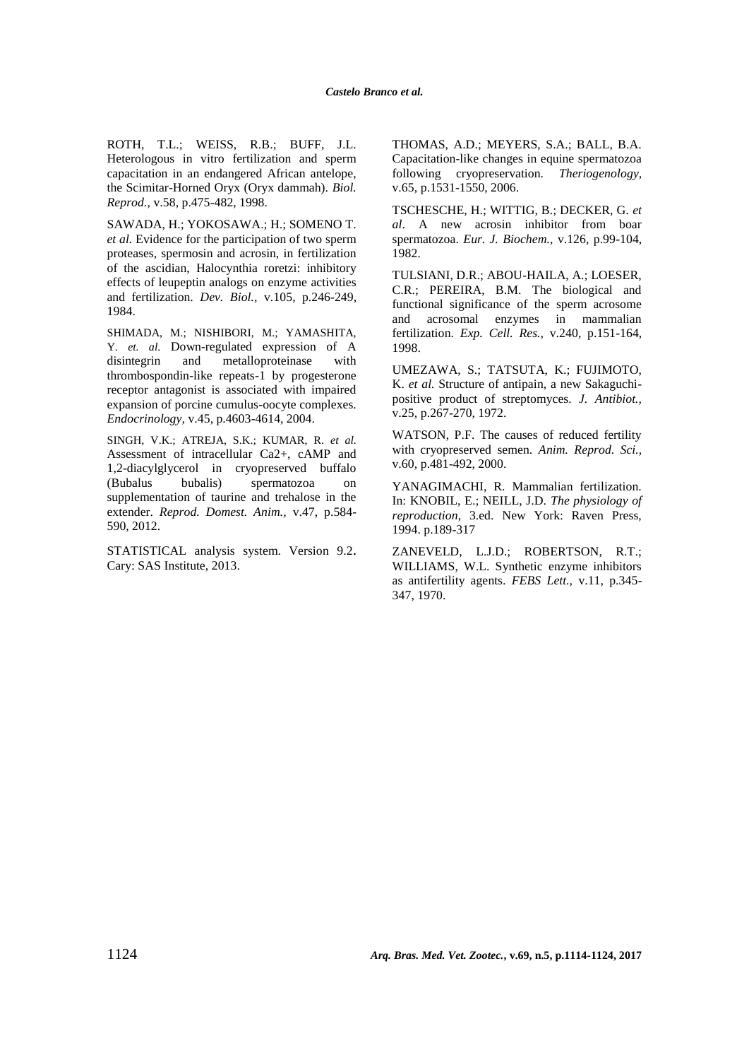ROTH, T.L.; WEISS, R.B.; BUFF, J.L. Heterologous in vitro fertilization and sperm capacitation in an endangered African antelope, the Scimitar-Horned Oryx (Oryx dammah). *Biol. Reprod.*, v.58, p.475-482, 1998.

SAWADA, H.; YOKOSAWA.; H.; SOMENO T. *et al.* Evidence for the participation of two sperm proteases, spermosin and acrosin, in fertilization of the ascidian, Halocynthia roretzi: inhibitory effects of leupeptin analogs on enzyme activities and fertilization. *Dev. Biol.*, v.105, p.246-249, 1984.

SHIMADA, M.; NISHIBORI, M.; YAMASHITA, Y. *et. al.* Down-regulated expression of A disintegrin and metalloproteinase with thrombospondin-like repeats-1 by progesterone receptor antagonist is associated with impaired expansion of porcine cumulus-oocyte complexes. *Endocrinology*, v.45, p.4603-4614, 2004.

SINGH, V.K.; ATREJA, S.K.; KUMAR, R. *et al.* Assessment of intracellular Ca2+, cAMP and 1,2-diacylglycerol in cryopreserved buffalo (Bubalus bubalis) spermatozoa on supplementation of taurine and trehalose in the extender. *Reprod. Domest. Anim.*, v.47, p.584-590, 2012.

STATISTICAL analysis system. Version 9.2. Cary: SAS Institute, 2013.

THOMAS, A.D.; MEYERS, S.A.; BALL, B.A. Capacitation-like changes in equine spermatozoa following cryopreservation. *Theriogenology*, v.65, p.1531-1550, 2006.

TSCHESCHE, H.; WITTIG, B.; DECKER, G. *et al*. A new acrosin inhibitor from boar spermatozoa. *Eur. J. Biochem.*, v.126, p.99-104, 1982.

TULSIANI, D.R.; ABOU-HAILA, A.; LOESER, C.R.; PEREIRA, B.M. The biological and functional significance of the sperm acrosome and acrosomal enzymes in mammalian fertilization. *Exp. Cell. Res.*, v.240, p.151-164, 1998.

UMEZAWA, S.; TATSUTA, K.; FUJIMOTO, K. *et al.* Structure of antipain, a new Sakaguchi-positive product of streptomyces. *J. Antibiot.*, v.25, p.267-270, 1972.

WATSON, P.F. The causes of reduced fertility with cryopreserved semen. *Anim. Reprod. Sci.*, v.60, p.481-492, 2000.

YANAGIMACHI, R. Mammalian fertilization. In: KNOBIL, E.; NEILL, J.D. *The physiology of reproduction*, 3.ed. New York: Raven Press, 1994. p.189-317

ZANEVELD, L.J.D.; ROBERTSON, R.T.; WILLIAMS, W.L. Synthetic enzyme inhibitors as antifertility agents. *FEBS Lett.*, v.11, p.345-347, 1970.